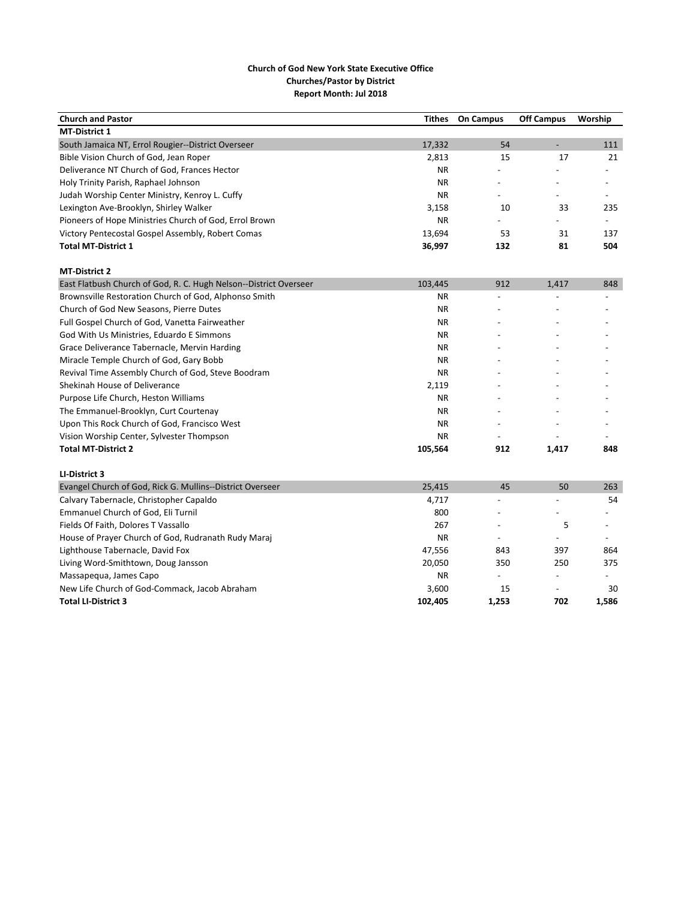**Church of God New York State Executive Office**
**Churches/Pastor by District**
**Report Month: Jul 2018**

| Church and Pastor | Tithes | On Campus | Off Campus | Worship |
|---|---|---|---|---|
| **MT-District 1** | | | | |
| South Jamaica NT, Errol Rougier--District Overseer | 17,332 | 54 | - | 111 |
| Bible Vision Church of God, Jean Roper | 2,813 | 15 | 17 | 21 |
| Deliverance NT Church of God, Frances Hector | NR | - | - | - |
| Holy Trinity Parish, Raphael Johnson | NR | - | - | - |
| Judah Worship Center Ministry, Kenroy L. Cuffy | NR | - | - | - |
| Lexington Ave-Brooklyn, Shirley Walker | 3,158 | 10 | 33 | 235 |
| Pioneers of Hope Ministries Church of God, Errol Brown | NR | - | - | - |
| Victory Pentecostal Gospel Assembly, Robert Comas | 13,694 | 53 | 31 | 137 |
| **Total MT-District 1** | **36,997** | **132** | **81** | **504** |
| | | | | |
| **MT-District 2** | | | | |
| East Flatbush Church of God, R. C. Hugh Nelson--District Overseer | 103,445 | 912 | 1,417 | 848 |
| Brownsville Restoration Church of God, Alphonso Smith | NR | - | - | - |
| Church of God New Seasons, Pierre Dutes | NR | - | - | - |
| Full Gospel Church of God, Vanetta Fairweather | NR | - | - | - |
| God With Us Ministries, Eduardo E Simmons | NR | - | - | - |
| Grace Deliverance Tabernacle, Mervin Harding | NR | - | - | - |
| Miracle Temple Church of God, Gary Bobb | NR | - | - | - |
| Revival Time Assembly Church of God, Steve Boodram | NR | - | - | - |
| Shekinah House of Deliverance | 2,119 | - | - | - |
| Purpose Life Church, Heston Williams | NR | - | - | - |
| The Emmanuel-Brooklyn, Curt Courtenay | NR | - | - | - |
| Upon This Rock Church of God, Francisco West | NR | - | - | - |
| Vision Worship Center, Sylvester Thompson | NR | - | - | - |
| **Total MT-District 2** | **105,564** | **912** | **1,417** | **848** |
| | | | | |
| **LI-District 3** | | | | |
| Evangel Church of God, Rick G. Mullins--District Overseer | 25,415 | 45 | 50 | 263 |
| Calvary Tabernacle, Christopher Capaldo | 4,717 | - | - | 54 |
| Emmanuel Church of God, Eli Turnil | 800 | - | - | - |
| Fields Of Faith, Dolores T Vassallo | 267 | - | 5 | - |
| House of Prayer Church of God, Rudranath Rudy Maraj | NR | - | - | - |
| Lighthouse Tabernacle, David Fox | 47,556 | 843 | 397 | 864 |
| Living Word-Smithtown, Doug Jansson | 20,050 | 350 | 250 | 375 |
| Massapequa, James Capo | NR | - | - | - |
| New Life Church of God-Commack, Jacob Abraham | 3,600 | 15 | - | 30 |
| **Total LI-District 3** | **102,405** | **1,253** | **702** | **1,586** |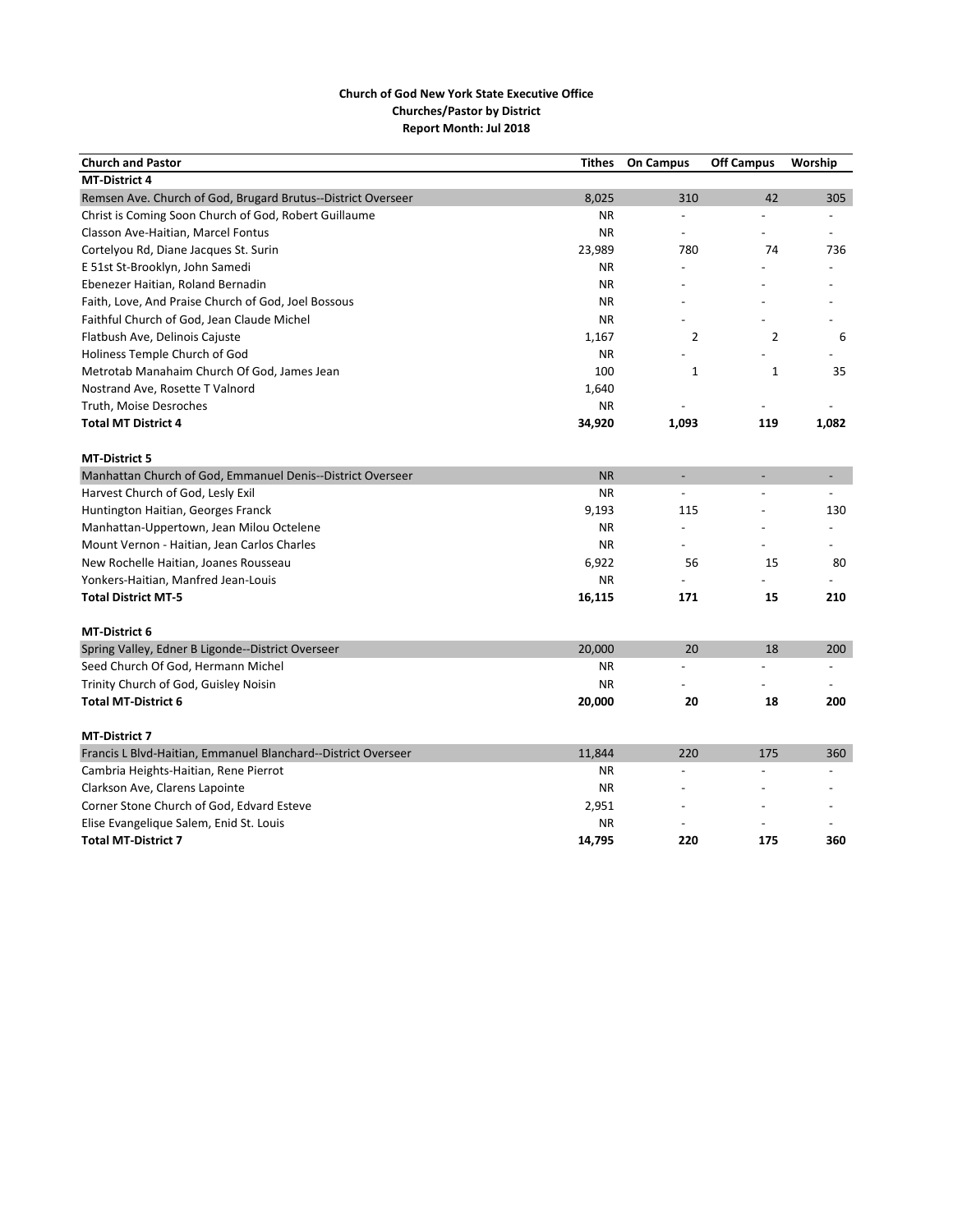**Church of God New York State Executive Office**
**Churches/Pastor by District**
**Report Month: Jul 2018**

| Church and Pastor | Tithes | On Campus | Off Campus | Worship |
|---|---|---|---|---|
| **MT-District 4** | | | | |
| Remsen Ave. Church of God, Brugard Brutus--District Overseer | 8,025 | 310 | 42 | 305 |
| Christ is Coming Soon Church of God, Robert Guillaume | NR | - | - | - |
| Classon Ave-Haitian, Marcel Fontus | NR | - | - | - |
| Cortelyou Rd, Diane Jacques St. Surin | 23,989 | 780 | 74 | 736 |
| E 51st St-Brooklyn, John Samedi | NR | - | - | - |
| Ebenezer Haitian, Roland Bernadin | NR | - | - | - |
| Faith, Love, And Praise Church of God, Joel Bossous | NR | - | - | - |
| Faithful Church of God, Jean Claude Michel | NR | - | - | - |
| Flatbush Ave, Delinois Cajuste | 1,167 | 2 | 2 | 6 |
| Holiness Temple Church of God | NR | - | - | - |
| Metrotab Manahaim Church Of God, James Jean | 100 | 1 | 1 | 35 |
| Nostrand Ave, Rosette T Valnord | 1,640 | | | |
| Truth, Moise Desroches | NR | - | - | - |
| **Total MT District 4** | **34,920** | **1,093** | **119** | **1,082** |
| | | | | |
| **MT-District 5** | | | | |
| Manhattan Church of God, Emmanuel Denis--District Overseer | NR | - | - | - |
| Harvest Church of God, Lesly Exil | NR | - | - | - |
| Huntington Haitian, Georges Franck | 9,193 | 115 | - | 130 |
| Manhattan-Uppertown, Jean Milou Octelene | NR | - | - | - |
| Mount Vernon - Haitian, Jean Carlos Charles | NR | - | - | - |
| New Rochelle Haitian, Joanes Rousseau | 6,922 | 56 | 15 | 80 |
| Yonkers-Haitian, Manfred Jean-Louis | NR | - | - | - |
| **Total District MT-5** | **16,115** | **171** | **15** | **210** |
| | | | | |
| **MT-District 6** | | | | |
| Spring Valley, Edner B Ligonde--District Overseer | 20,000 | 20 | 18 | 200 |
| Seed Church Of God, Hermann Michel | NR | - | - | - |
| Trinity Church of God, Guisley Noisin | NR | - | - | - |
| **Total MT-District 6** | **20,000** | **20** | **18** | **200** |
| | | | | |
| **MT-District 7** | | | | |
| Francis L Blvd-Haitian, Emmanuel Blanchard--District Overseer | 11,844 | 220 | 175 | 360 |
| Cambria Heights-Haitian, Rene Pierrot | NR | - | - | - |
| Clarkson Ave, Clarens Lapointe | NR | - | - | - |
| Corner Stone Church of God, Edvard Esteve | 2,951 | - | - | - |
| Elise Evangelique Salem, Enid St. Louis | NR | - | - | - |
| **Total MT-District 7** | **14,795** | **220** | **175** | **360** |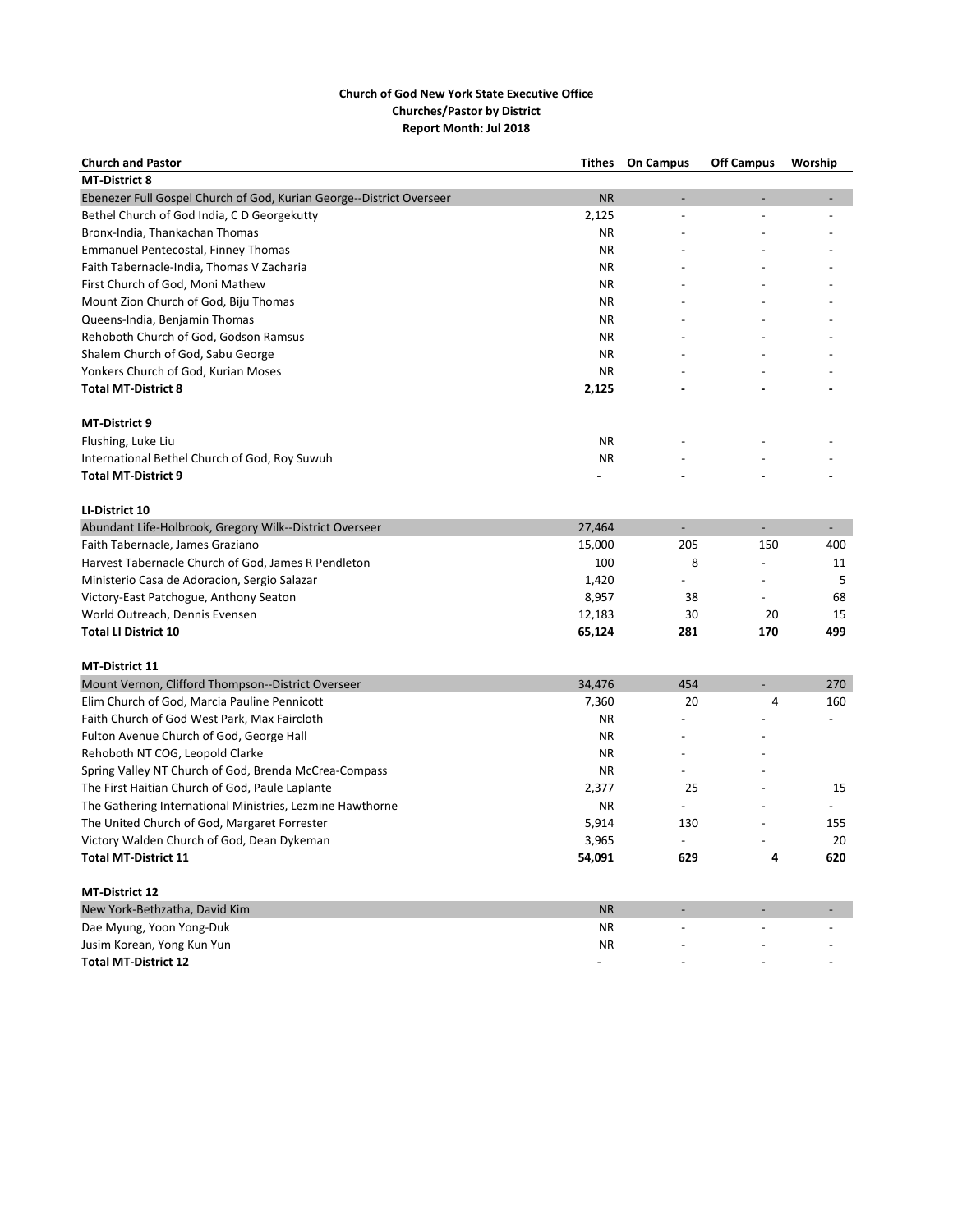**Church of God New York State Executive Office**
**Churches/Pastor by District**
**Report Month: Jul 2018**

| Church and Pastor | Tithes | On Campus | Off Campus | Worship |
|---|---|---|---|---|
| **MT-District 8** | | | | |
| Ebenezer Full Gospel Church of God, Kurian George--District Overseer | NR | - | - | - |
| Bethel Church of God India, C D Georgekutty | 2,125 | - | - | - |
| Bronx-India, Thankachan Thomas | NR | - | - | - |
| Emmanuel Pentecostal, Finney Thomas | NR | - | - | - |
| Faith Tabernacle-India, Thomas V Zacharia | NR | - | - | - |
| First Church of God, Moni Mathew | NR | - | - | - |
| Mount Zion Church of God, Biju Thomas | NR | - | - | - |
| Queens-India, Benjamin Thomas | NR | - | - | - |
| Rehoboth Church of God, Godson Ramsus | NR | - | - | - |
| Shalem Church of God, Sabu George | NR | - | - | - |
| Yonkers Church of God, Kurian Moses | NR | - | - | - |
| **Total MT-District 8** | **2,125** | **-** | **-** | **-** |
| | | | | |
| **MT-District 9** | | | | |
| Flushing, Luke Liu | NR | - | - | - |
| International Bethel Church of God, Roy Suwuh | NR | - | - | - |
| **Total MT-District 9** | **-** | **-** | **-** | **-** |
| | | | | |
| **LI-District 10** | | | | |
| Abundant Life-Holbrook, Gregory Wilk--District Overseer | 27,464 | - | - | - |
| Faith Tabernacle, James Graziano | 15,000 | 205 | 150 | 400 |
| Harvest Tabernacle Church of God, James R Pendleton | 100 | 8 | - | 11 |
| Ministerio Casa de Adoracion, Sergio Salazar | 1,420 | - | - | 5 |
| Victory-East Patchogue, Anthony Seaton | 8,957 | 38 | - | 68 |
| World Outreach, Dennis Evensen | 12,183 | 30 | 20 | 15 |
| **Total LI District 10** | **65,124** | **281** | **170** | **499** |
| | | | | |
| **MT-District 11** | | | | |
| Mount Vernon, Clifford Thompson--District Overseer | 34,476 | 454 | - | 270 |
| Elim Church of God, Marcia Pauline Pennicott | 7,360 | 20 | 4 | 160 |
| Faith Church of God West Park, Max Faircloth | NR | - | - | - |
| Fulton Avenue Church of God, George Hall | NR | - | - | |
| Rehoboth NT COG, Leopold Clarke | NR | - | - | |
| Spring Valley NT Church of God, Brenda McCrea-Compass | NR | - | - | |
| The First Haitian Church of God, Paule Laplante | 2,377 | 25 | - | 15 |
| The Gathering International Ministries, Lezmine Hawthorne | NR | - | - | - |
| The United Church of God, Margaret Forrester | 5,914 | 130 | - | 155 |
| Victory Walden Church of God, Dean Dykeman | 3,965 | - | - | 20 |
| **Total MT-District 11** | **54,091** | **629** | **4** | **620** |
| | | | | |
| **MT-District 12** | | | | |
| New York-Bethzatha, David Kim | NR | - | - | - |
| Dae Myung, Yoon Yong-Duk | NR | - | - | - |
| Jusim Korean, Yong Kun Yun | NR | - | - | - |
| **Total MT-District 12** | - | - | - | - |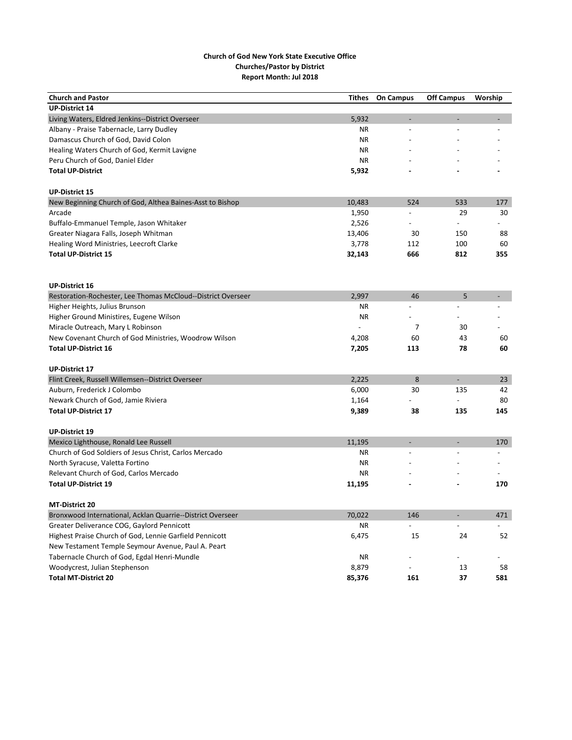**Church of God New York State Executive Office**
**Churches/Pastor by District**
**Report Month: Jul 2018**

| Church and Pastor | Tithes | On Campus | Off Campus | Worship |
|---|---|---|---|---|
| **UP-District 14** | | | | |
| Living Waters, Eldred Jenkins--District Overseer | 5,932 | - | - | - |
| Albany - Praise Tabernacle, Larry Dudley | NR | - | - | - |
| Damascus Church of God, David Colon | NR | - | - | - |
| Healing Waters Church of God, Kermit Lavigne | NR | - | - | - |
| Peru Church of God, Daniel Elder | NR | - | - | - |
| **Total UP-District** | **5,932** | **-** | **-** | **-** |
| | | | | |
| **UP-District 15** | | | | |
| New Beginning Church of God, Althea Baines-Asst to Bishop | 10,483 | 524 | 533 | 177 |
| Arcade | 1,950 | - | 29 | 30 |
| Buffalo-Emmanuel Temple, Jason Whitaker | 2,526 | - | - | - |
| Greater Niagara Falls, Joseph Whitman | 13,406 | 30 | 150 | 88 |
| Healing Word Ministries, Leecroft Clarke | 3,778 | 112 | 100 | 60 |
| **Total UP-District 15** | **32,143** | **666** | **812** | **355** |
| | | | | |
| **UP-District 16** | | | | |
| Restoration-Rochester, Lee Thomas McCloud--District Overseer | 2,997 | 46 | 5 | - |
| Higher Heights, Julius Brunson | NR | - | - | - |
| Higher Ground Ministires, Eugene Wilson | NR | - | - | - |
| Miracle Outreach, Mary L Robinson | - | 7 | 30 | - |
| New Covenant Church of God Ministries, Woodrow Wilson | 4,208 | 60 | 43 | 60 |
| **Total UP-District 16** | **7,205** | **113** | **78** | **60** |
| | | | | |
| **UP-District 17** | | | | |
| Flint Creek, Russell Willemsen--District Overseer | 2,225 | 8 | - | 23 |
| Auburn, Frederick J Colombo | 6,000 | 30 | 135 | 42 |
| Newark Church of God, Jamie Riviera | 1,164 | - | - | 80 |
| **Total UP-District 17** | **9,389** | **38** | **135** | **145** |
| | | | | |
| **UP-District 19** | | | | |
| Mexico Lighthouse, Ronald Lee Russell | 11,195 | - | - | 170 |
| Church of God Soldiers of Jesus Christ, Carlos Mercado | NR | - | - | - |
| North Syracuse, Valetta Fortino | NR | - | - | - |
| Relevant Church of God, Carlos Mercado | NR | - | - | - |
| **Total UP-District 19** | **11,195** | **-** | **-** | **170** |
| | | | | |
| **MT-District 20** | | | | |
| Bronxwood International, Acklan Quarrie--District Overseer | 70,022 | 146 | - | 471 |
| Greater Deliverance COG, Gaylord Pennicott | NR | - | - | - |
| Highest Praise Church of God, Lennie Garfield Pennicott | 6,475 | 15 | 24 | 52 |
| New Testament Temple Seymour Avenue, Paul A. Peart | | | | |
| Tabernacle Church of God, Egdal Henri-Mundle | NR | - | - | - |
| Woodycrest, Julian Stephenson | 8,879 | - | 13 | 58 |
| **Total MT-District 20** | **85,376** | **161** | **37** | **581** |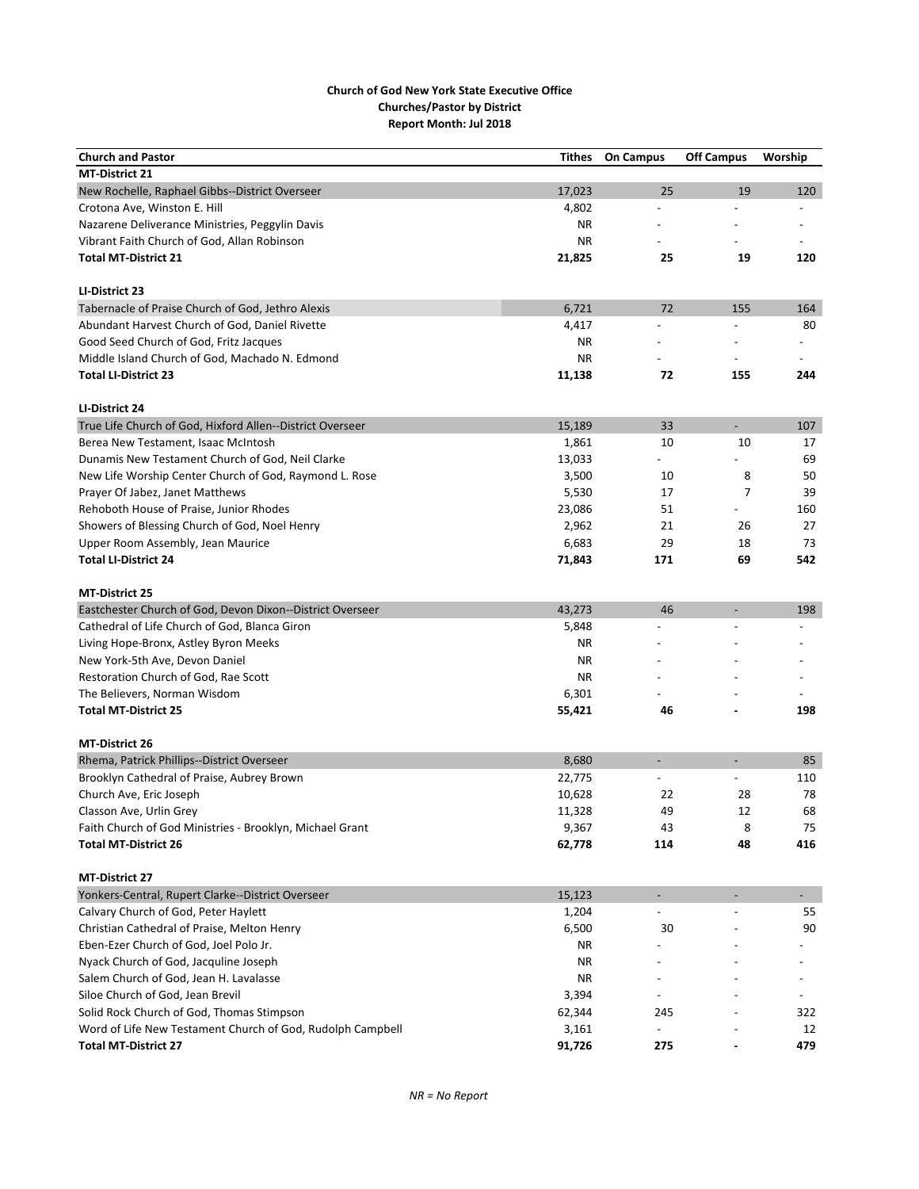**Church of God New York State Executive Office**
**Churches/Pastor by District**
**Report Month: Jul 2018**

| Church and Pastor | Tithes | On Campus | Off Campus | Worship |
|---|---|---|---|---|
| **MT-District 21** | | | | |
| New Rochelle, Raphael Gibbs--District Overseer | 17,023 | 25 | 19 | 120 |
| Crotona Ave, Winston E. Hill | 4,802 | - | - | - |
| Nazarene Deliverance Ministries, Peggylin Davis | NR | - | - | - |
| Vibrant Faith Church of God, Allan Robinson | NR | - | - | - |
| **Total MT-District 21** | **21,825** | **25** | **19** | **120** |
| | | | | |
| **LI-District 23** | | | | |
| Tabernacle of Praise Church of God, Jethro Alexis | 6,721 | 72 | 155 | 164 |
| Abundant Harvest Church of God, Daniel Rivette | 4,417 | - | - | 80 |
| Good Seed Church of God, Fritz Jacques | NR | - | - | - |
| Middle Island Church of God, Machado N. Edmond | NR | - | - | - |
| **Total LI-District 23** | **11,138** | **72** | **155** | **244** |
| | | | | |
| **LI-District 24** | | | | |
| True Life Church of God, Hixford Allen--District Overseer | 15,189 | 33 | - | 107 |
| Berea New Testament, Isaac McIntosh | 1,861 | 10 | 10 | 17 |
| Dunamis New Testament Church of God, Neil Clarke | 13,033 | - | - | 69 |
| New Life Worship Center Church of God, Raymond L. Rose | 3,500 | 10 | 8 | 50 |
| Prayer Of Jabez, Janet Matthews | 5,530 | 17 | 7 | 39 |
| Rehoboth House of Praise, Junior Rhodes | 23,086 | 51 | - | 160 |
| Showers of Blessing Church of God, Noel Henry | 2,962 | 21 | 26 | 27 |
| Upper Room Assembly, Jean Maurice | 6,683 | 29 | 18 | 73 |
| **Total LI-District 24** | **71,843** | **171** | **69** | **542** |
| | | | | |
| **MT-District 25** | | | | |
| Eastchester Church of God, Devon Dixon--District Overseer | 43,273 | 46 | - | 198 |
| Cathedral of Life Church of God, Blanca Giron | 5,848 | - | - | - |
| Living Hope-Bronx, Astley Byron Meeks | NR | - | - | - |
| New York-5th Ave, Devon Daniel | NR | - | - | - |
| Restoration Church of God, Rae Scott | NR | - | - | - |
| The Believers, Norman Wisdom | 6,301 | - | - | - |
| **Total MT-District 25** | **55,421** | **46** | **-** | **198** |
| | | | | |
| **MT-District 26** | | | | |
| Rhema, Patrick Phillips--District Overseer | 8,680 | - | - | 85 |
| Brooklyn Cathedral of Praise, Aubrey Brown | 22,775 | - | - | 110 |
| Church Ave, Eric Joseph | 10,628 | 22 | 28 | 78 |
| Classon Ave, Urlin Grey | 11,328 | 49 | 12 | 68 |
| Faith Church of God Ministries - Brooklyn, Michael Grant | 9,367 | 43 | 8 | 75 |
| **Total MT-District 26** | **62,778** | **114** | **48** | **416** |
| | | | | |
| **MT-District 27** | | | | |
| Yonkers-Central, Rupert Clarke--District Overseer | 15,123 | - | - | - |
| Calvary Church of God, Peter Haylett | 1,204 | - | - | 55 |
| Christian Cathedral of Praise, Melton Henry | 6,500 | 30 | - | 90 |
| Eben-Ezer Church of God, Joel Polo Jr. | NR | - | - | - |
| Nyack Church of God, Jacquline Joseph | NR | - | - | - |
| Salem Church of God, Jean H. Lavalasse | NR | - | - | - |
| Siloe Church of God, Jean Brevil | 3,394 | - | - | - |
| Solid Rock Church of God, Thomas Stimpson | 62,344 | 245 | - | 322 |
| Word of Life New Testament Church of God, Rudolph Campbell | 3,161 | - | - | 12 |
| **Total MT-District 27** | **91,726** | **275** | **-** | **479** |

*NR = No Report*